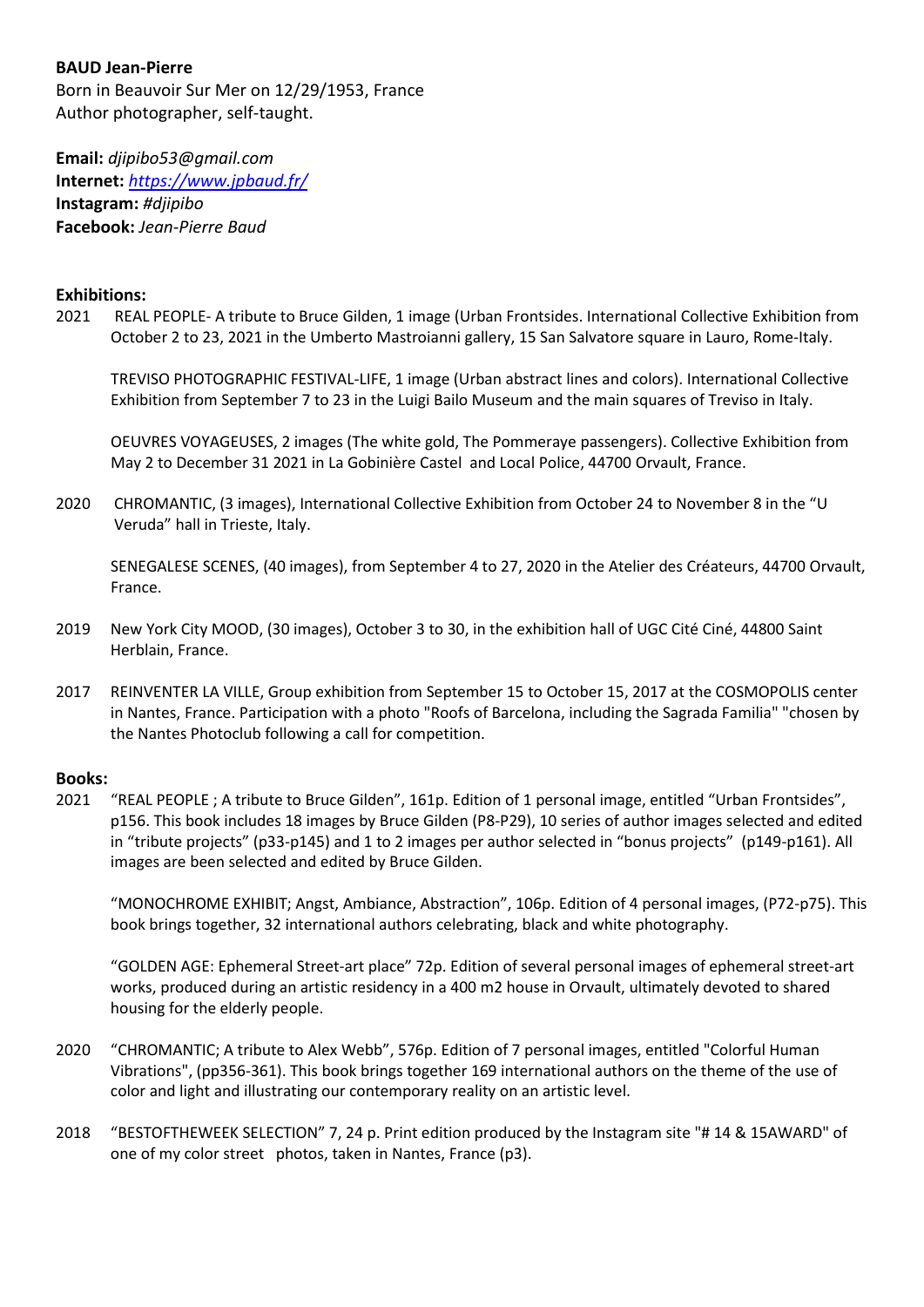**BAUD Jean-Pierre**
Born in Beauvoir Sur Mer on 12/29/1953, France
Author photographer, self-taught.

**Email:** *djipibo53@gmail.com*
**Internet:** *https://www.jpbaud.fr/*
**Instagram:** *#djipibo*
**Facebook:** *Jean-Pierre Baud*

**Exhibitions:**

2021 REAL PEOPLE- A tribute to Bruce Gilden, 1 image (Urban Frontsides. International Collective Exhibition from October 2 to 23, 2021 in the Umberto Mastroianni gallery, 15 San Salvatore square in Lauro, Rome-Italy.

TREVISO PHOTOGRAPHIC FESTIVAL-LIFE, 1 image (Urban abstract lines and colors). International Collective Exhibition from September 7 to 23 in the Luigi Bailo Museum and the main squares of Treviso in Italy.

OEUVRES VOYAGEUSES, 2 images (The white gold, The Pommeraye passengers). Collective Exhibition from May 2 to December 31 2021 in La Gobinière Castel and Local Police, 44700 Orvault, France.

2020 CHROMANTIC, (3 images), International Collective Exhibition from October 24 to November 8 in the "U Veruda" hall in Trieste, Italy.

SENEGALESE SCENES, (40 images), from September 4 to 27, 2020 in the Atelier des Créateurs, 44700 Orvault, France.

2019 New York City MOOD, (30 images), October 3 to 30, in the exhibition hall of UGC Cité Ciné, 44800 Saint Herblain, France.

2017 REINVENTER LA VILLE, Group exhibition from September 15 to October 15, 2017 at the COSMOPOLIS center in Nantes, France. Participation with a photo "Roofs of Barcelona, including the Sagrada Familia" "chosen by the Nantes Photoclub following a call for competition.

**Books:**

2021 "REAL PEOPLE ; A tribute to Bruce Gilden", 161p. Edition of 1 personal image, entitled "Urban Frontsides", p156. This book includes 18 images by Bruce Gilden (P8-P29), 10 series of author images selected and edited in "tribute projects" (p33-p145) and 1 to 2 images per author selected in "bonus projects" (p149-p161). All images are been selected and edited by Bruce Gilden.

"MONOCHROME EXHIBIT; Angst, Ambiance, Abstraction", 106p. Edition of 4 personal images, (P72-p75). This book brings together, 32 international authors celebrating, black and white photography.

"GOLDEN AGE: Ephemeral Street-art place" 72p. Edition of several personal images of ephemeral street-art works, produced during an artistic residency in a 400 m2 house in Orvault, ultimately devoted to shared housing for the elderly people.

2020 "CHROMANTIC; A tribute to Alex Webb", 576p. Edition of 7 personal images, entitled "Colorful Human Vibrations", (pp356-361). This book brings together 169 international authors on the theme of the use of color and light and illustrating our contemporary reality on an artistic level.

2018 "BESTOFTHEWEEK SELECTION" 7, 24 p. Print edition produced by the Instagram site "# 14 & 15AWARD" of one of my color street photos, taken in Nantes, France (p3).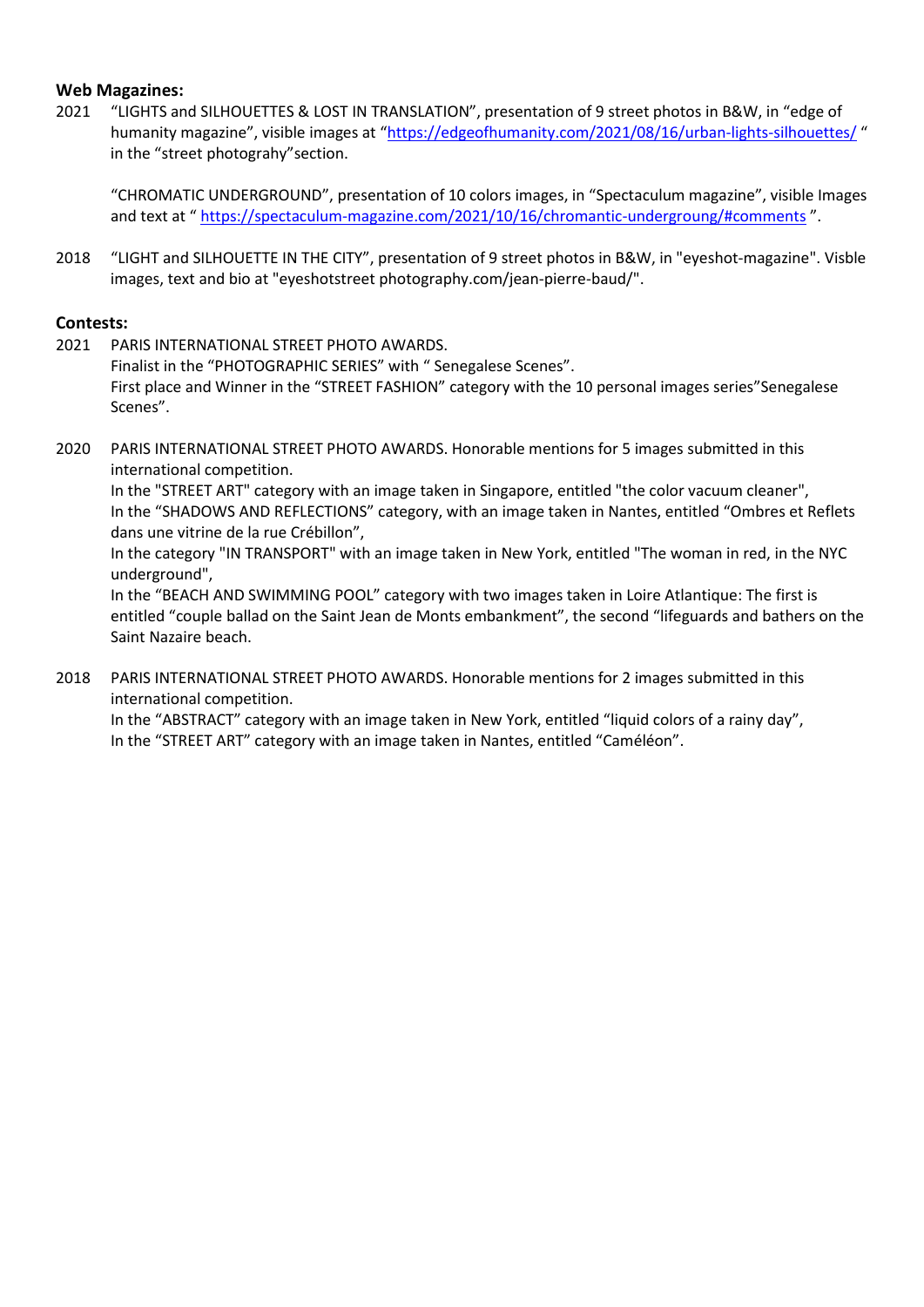**Web Magazines:**

2021 "LIGHTS and SILHOUETTES & LOST IN TRANSLATION", presentation of 9 street photos in B&W, in "edge of humanity magazine", visible images at "https://edgeofhumanity.com/2021/08/16/urban-lights-silhouettes/ " in the "street photograhy"section.

"CHROMATIC UNDERGROUND", presentation of 10 colors images, in "Spectaculum magazine", visible Images and text at " https://spectaculum-magazine.com/2021/10/16/chromantic-undergroung/#comments ".

2018 "LIGHT and SILHOUETTE IN THE CITY", presentation of 9 street photos in B&W, in "eyeshot-magazine". Visble images, text and bio at "eyeshotstreet photography.com/jean-pierre-baud/".

**Contests:**

2021 PARIS INTERNATIONAL STREET PHOTO AWARDS.
Finalist in the "PHOTOGRAPHIC SERIES" with " Senegalese Scenes".
First place and Winner in the "STREET FASHION" category with the 10 personal images series"Senegalese Scenes".

2020 PARIS INTERNATIONAL STREET PHOTO AWARDS. Honorable mentions for 5 images submitted in this international competition.
In the "STREET ART" category with an image taken in Singapore, entitled "the color vacuum cleaner",
In the "SHADOWS AND REFLECTIONS" category, with an image taken in Nantes, entitled "Ombres et Reflets dans une vitrine de la rue Crébillon",
In the category "IN TRANSPORT" with an image taken in New York, entitled "The woman in red, in the NYC underground",
In the "BEACH AND SWIMMING POOL" category with two images taken in Loire Atlantique: The first is entitled "couple ballad on the Saint Jean de Monts embankment", the second "lifeguards and bathers on the Saint Nazaire beach.

2018 PARIS INTERNATIONAL STREET PHOTO AWARDS. Honorable mentions for 2 images submitted in this international competition.
In the "ABSTRACT" category with an image taken in New York, entitled "liquid colors of a rainy day",
In the "STREET ART" category with an image taken in Nantes, entitled "Caméléon".